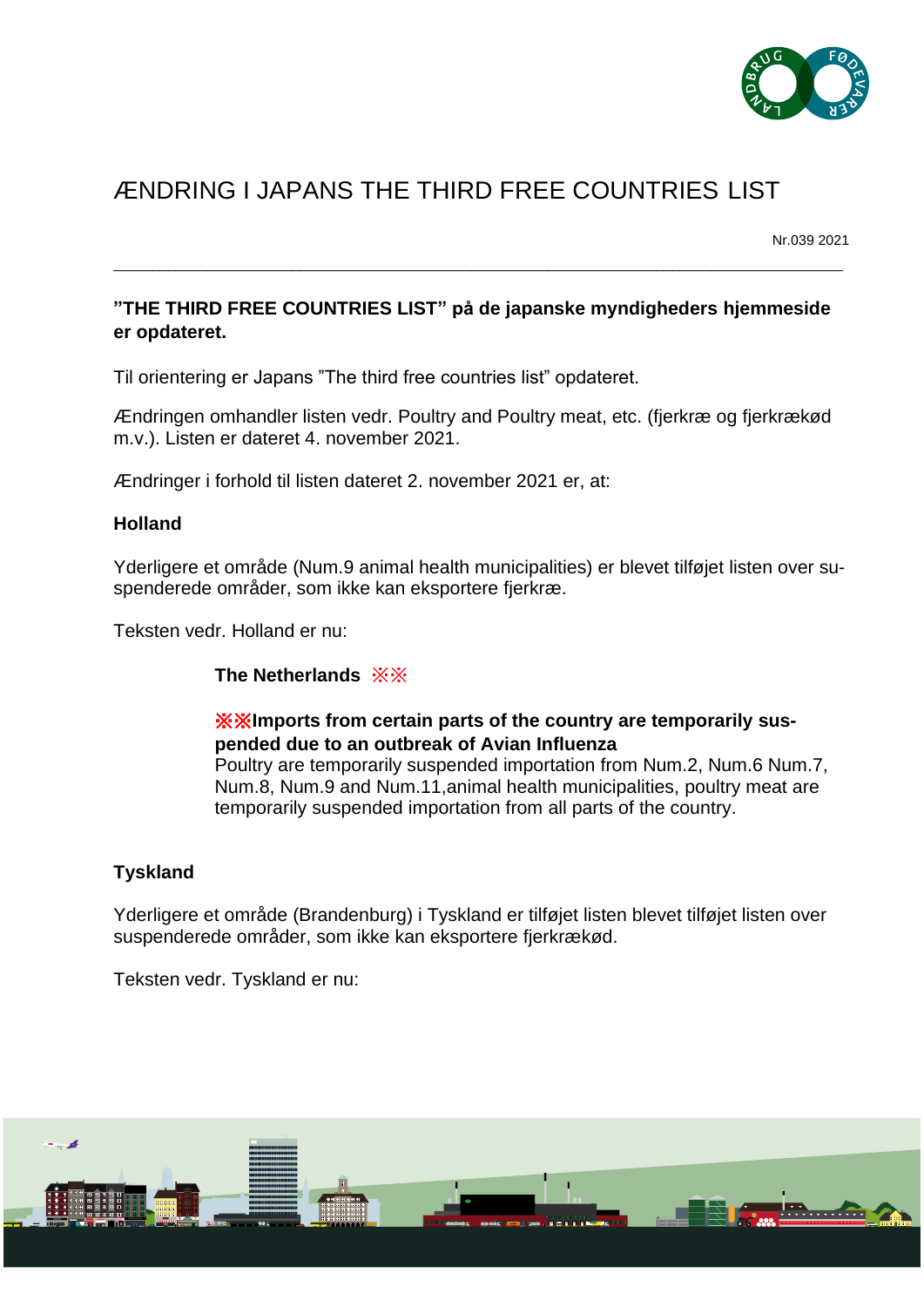# ÆNDRING I JAPANS THE THIRD FREE COUNTRIES LIST

Nr.039 2021

---

**"THE THIRD FREE COUNTRIES LIST" på de japanske myndigheders hjemmeside er opdateret.**

Til orientering er Japans "The third free countries list" opdateret.

Ændringen omhandler listen vedr. Poultry and Poultry meat, etc. (fjerkræ og fjerkrækød m.v.). Listen er dateret 4. november 2021.

Ændringer i forhold til listen dateret 2. november 2021 er, at:

**Holland**

Yderligere et område (Num.9 animal health municipalities) er blevet tilføjet listen over suspenderede områder, som ikke kan eksportere fjerkræ.

Teksten vedr. Holland er nu:

> **The Netherlands ※※**
>
> **※※Imports from certain parts of the country are temporarily suspended due to an outbreak of Avian Influenza**
> Poultry are temporarily suspended importation from Num.2, Num.6 Num.7, Num.8, Num.9 and Num.11,animal health municipalities, poultry meat are temporarily suspended importation from all parts of the country.

**Tyskland**

Yderligere et område (Brandenburg) i Tyskland er tilføjet listen blevet tilføjet listen over suspenderede områder, som ikke kan eksportere fjerkrækød.

Teksten vedr. Tyskland er nu: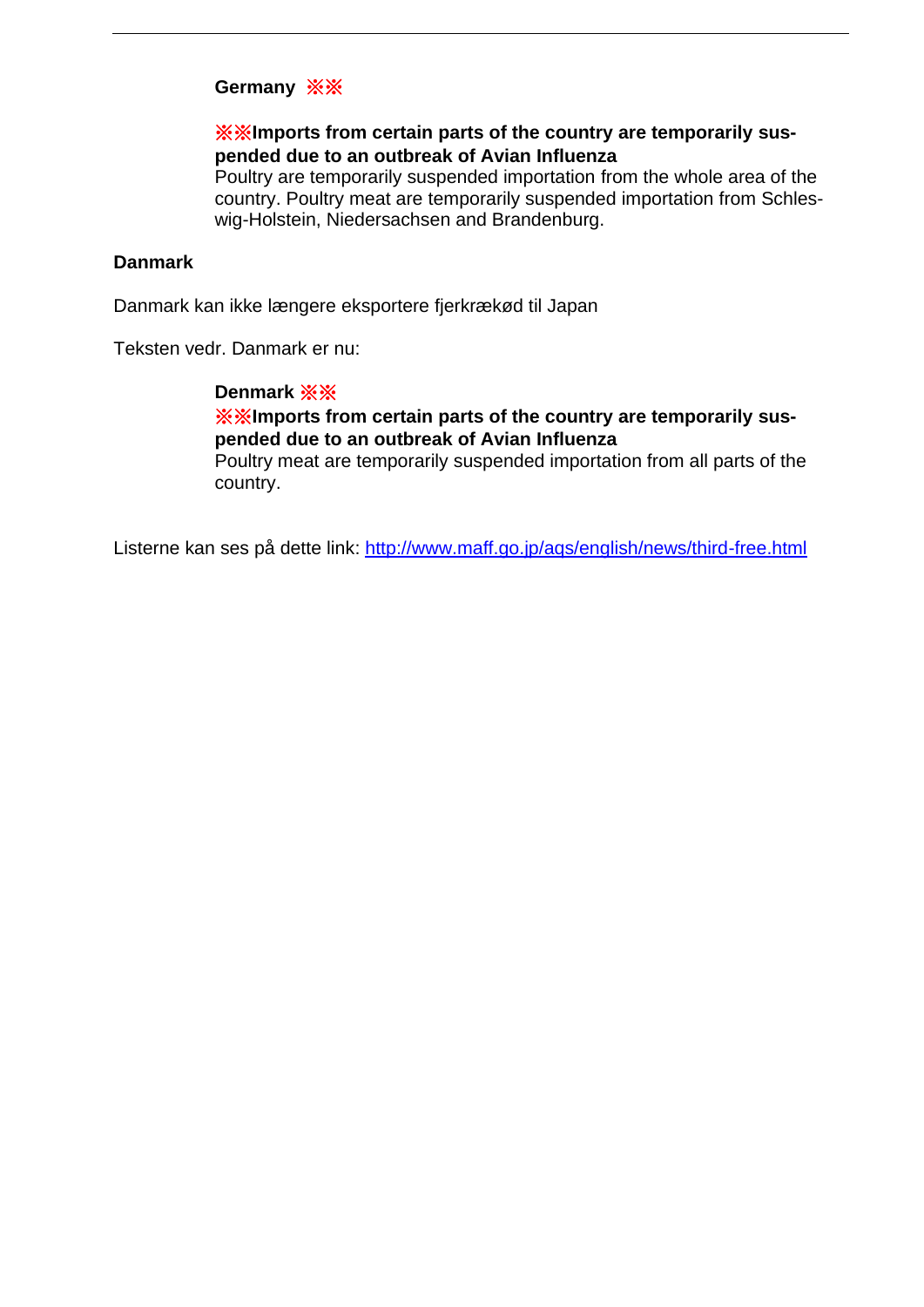**Germany ※※**

**※※Imports from certain parts of the country are temporarily suspended due to an outbreak of Avian Influenza**
Poultry are temporarily suspended importation from the whole area of the country. Poultry meat are temporarily suspended importation from Schleswig-Holstein, Niedersachsen and Brandenburg.

**Danmark**

Danmark kan ikke længere eksportere fjerkrækød til Japan

Teksten vedr. Danmark er nu:

**Denmark ※※**
**※※Imports from certain parts of the country are temporarily suspended due to an outbreak of Avian Influenza**
Poultry meat are temporarily suspended importation from all parts of the country.

Listerne kan ses på dette link: [http://www.maff.go.jp/aqs/english/news/third-free.html](http://www.maff.go.jp/aqs/english/news/third-free.html)